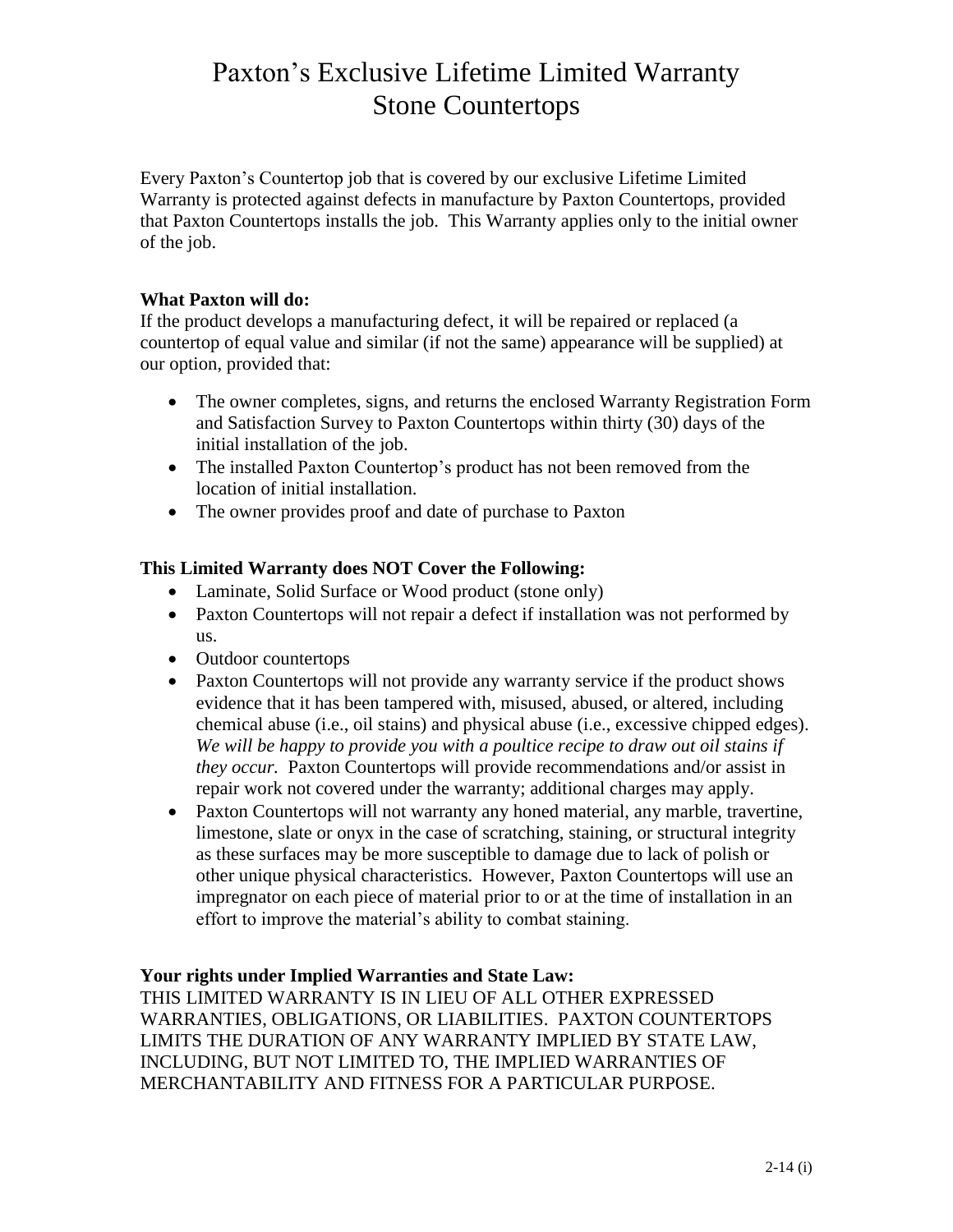# Paxton's Exclusive Lifetime Limited Warranty
# Stone Countertops

Every Paxton's Countertop job that is covered by our exclusive Lifetime Limited Warranty is protected against defects in manufacture by Paxton Countertops, provided that Paxton Countertops installs the job. This Warranty applies only to the initial owner of the job.

**What Paxton will do:**

If the product develops a manufacturing defect, it will be repaired or replaced (a countertop of equal value and similar (if not the same) appearance will be supplied) at our option, provided that:

- The owner completes, signs, and returns the enclosed Warranty Registration Form and Satisfaction Survey to Paxton Countertops within thirty (30) days of the initial installation of the job.
- The installed Paxton Countertop's product has not been removed from the location of initial installation.
- The owner provides proof and date of purchase to Paxton

**This Limited Warranty does NOT Cover the Following:**

- Laminate, Solid Surface or Wood product (stone only)
- Paxton Countertops will not repair a defect if installation was not performed by us.
- Outdoor countertops
- Paxton Countertops will not provide any warranty service if the product shows evidence that it has been tampered with, misused, abused, or altered, including chemical abuse (i.e., oil stains) and physical abuse (i.e., excessive chipped edges). *We will be happy to provide you with a poultice recipe to draw out oil stains if they occur.* Paxton Countertops will provide recommendations and/or assist in repair work not covered under the warranty; additional charges may apply.
- Paxton Countertops will not warranty any honed material, any marble, travertine, limestone, slate or onyx in the case of scratching, staining, or structural integrity as these surfaces may be more susceptible to damage due to lack of polish or other unique physical characteristics. However, Paxton Countertops will use an impregnator on each piece of material prior to or at the time of installation in an effort to improve the material's ability to combat staining.

**Your rights under Implied Warranties and State Law:**

THIS LIMITED WARRANTY IS IN LIEU OF ALL OTHER EXPRESSED WARRANTIES, OBLIGATIONS, OR LIABILITIES. PAXTON COUNTERTOPS LIMITS THE DURATION OF ANY WARRANTY IMPLIED BY STATE LAW, INCLUDING, BUT NOT LIMITED TO, THE IMPLIED WARRANTIES OF MERCHANTABILITY AND FITNESS FOR A PARTICULAR PURPOSE.

2-14 (i)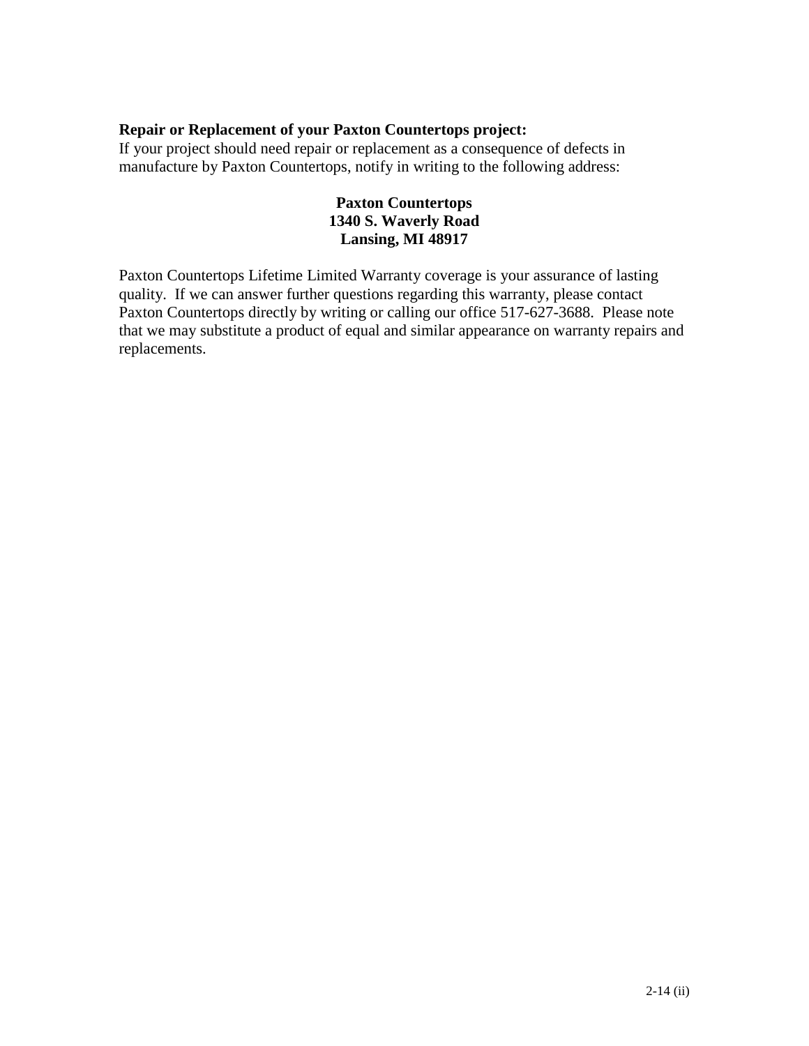**Repair or Replacement of your Paxton Countertops project:**
If your project should need repair or replacement as a consequence of defects in manufacture by Paxton Countertops, notify in writing to the following address:

**Paxton Countertops**
**1340 S. Waverly Road**
**Lansing, MI 48917**

Paxton Countertops Lifetime Limited Warranty coverage is your assurance of lasting quality. If we can answer further questions regarding this warranty, please contact Paxton Countertops directly by writing or calling our office 517-627-3688. Please note that we may substitute a product of equal and similar appearance on warranty repairs and replacements.

2-14 (ii)